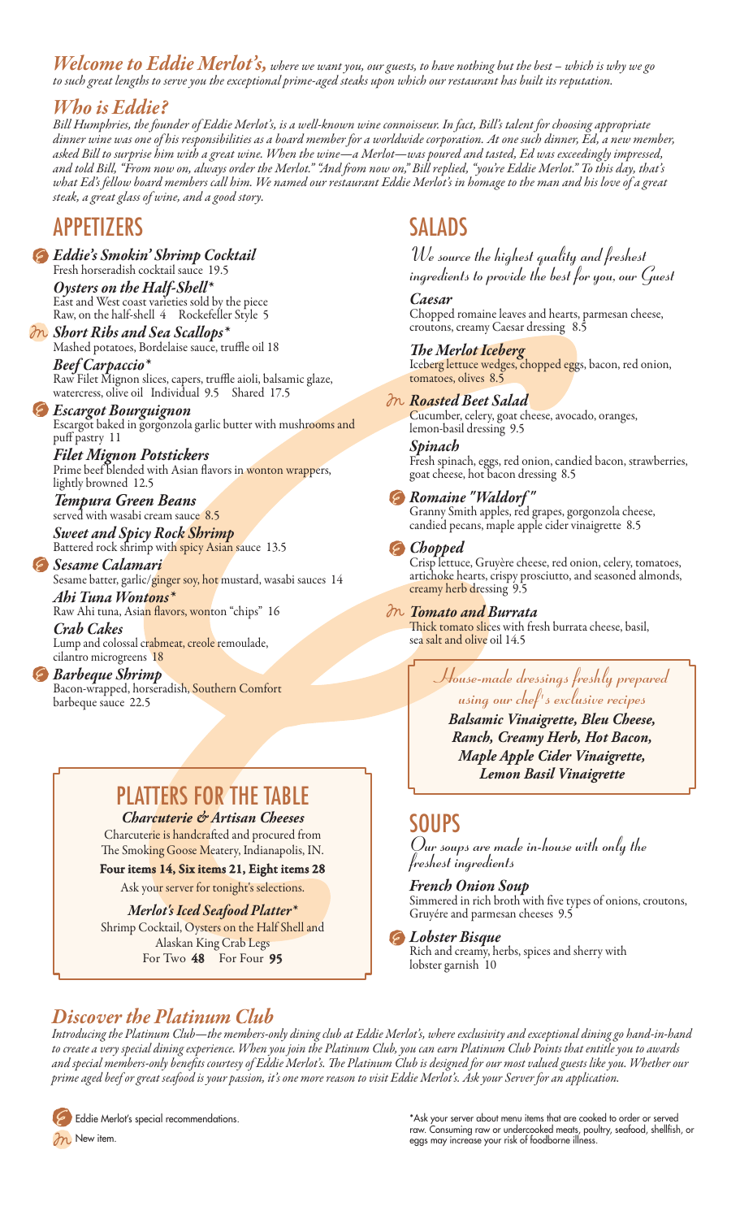***Welcome to Eddie Merlot's,*** *where we want you, our guests, to have nothing but the best – which is why we go to such great lengths to serve you the exceptional prime-aged steaks upon which our restaurant has built its reputation.*

## *Who is Eddie?*

*Bill Humphries, the founder of Eddie Merlot's, is a well-known wine connoisseur. In fact, Bill's talent for choosing appropriate dinner wine was one of his responsibilities as a board member for a worldwide corporation. At one such dinner, Ed, a new member, asked Bill to surprise him with a great wine. When the wine—a Merlot—was poured and tasted, Ed was exceedingly impressed, and told Bill, "From now on, always order the Merlot." "And from now on," Bill replied, "you're Eddie Merlot." To this day, that's what Ed's fellow board members call him. We named our restaurant Eddie Merlot's in homage to the man and his love of a great steak, a great glass of wine, and a good story.*

## APPETIZERS

**E** ***Eddie's Smokin' Shrimp Cocktail***
Fresh horseradish cocktail sauce 19.5

***Oysters on the Half-Shell****
East and West coast varieties sold by the piece
Raw, on the half-shell 4 Rockefeller Style 5

**N** ***Short Ribs and Sea Scallops****
Mashed potatoes, Bordelaise sauce, truffle oil 18

***Beef Carpaccio****
Raw Filet Mignon slices, capers, truffle aioli, balsamic glaze, watercress, olive oil Individual 9.5 Shared 17.5

**E** ***Escargot Bourguignon***
Escargot baked in gorgonzola garlic butter with mushrooms and puff pastry 11

***Filet Mignon Potstickers***
Prime beef blended with Asian flavors in wonton wrappers, lightly browned 12.5

***Tempura Green Beans***
served with wasabi cream sauce 8.5

***Sweet and Spicy Rock Shrimp***
Battered rock shrimp with spicy Asian sauce 13.5

**E** ***Sesame Calamari***
Sesame batter, garlic/ginger soy, hot mustard, wasabi sauces 14

***Ahi Tuna Wontons****
Raw Ahi tuna, Asian flavors, wonton "chips" 16

***Crab Cakes***
Lump and colossal crabmeat, creole remoulade, cilantro microgreens 18

**E** ***Barbeque Shrimp***
Bacon-wrapped, horseradish, Southern Comfort barbeque sauce 22.5

## PLATTERS FOR THE TABLE

***Charcuterie & Artisan Cheeses***
Charcuterie is handcrafted and procured from The Smoking Goose Meatery, Indianapolis, IN.
**Four items 14, Six items 21, Eight items 28**
Ask your server for tonight's selections.

***Merlot's Iced Seafood Platter****
Shrimp Cocktail, Oysters on the Half Shell and Alaskan King Crab Legs
For Two **48** For Four **95**

## SALADS

*We source the highest quality and freshest ingredients to provide the best for you, our Guest*

***Caesar***
Chopped romaine leaves and hearts, parmesan cheese, croutons, creamy Caesar dressing 8.5

***The Merlot Iceberg***
Iceberg lettuce wedges, chopped eggs, bacon, red onion, tomatoes, olives 8.5

**N** ***Roasted Beet Salad***
Cucumber, celery, goat cheese, avocado, oranges, lemon-basil dressing 9.5

***Spinach***
Fresh spinach, eggs, red onion, candied bacon, strawberries, goat cheese, hot bacon dressing 8.5

**E** ***Romaine "Waldorf"***
Granny Smith apples, red grapes, gorgonzola cheese, candied pecans, maple apple cider vinaigrette 8.5

**E** ***Chopped***
Crisp lettuce, Gruyère cheese, red onion, celery, tomatoes, artichoke hearts, crispy prosciutto, and seasoned almonds, creamy herb dressing 9.5

**N** ***Tomato and Burrata***
Thick tomato slices with fresh burrata cheese, basil, sea salt and olive oil 14.5

*House-made dressings freshly prepared using our chef's exclusive recipes*

***Balsamic Vinaigrette, Bleu Cheese, Ranch, Creamy Herb, Hot Bacon, Maple Apple Cider Vinaigrette, Lemon Basil Vinaigrette***

## SOUPS

*Our soups are made in-house with only the freshest ingredients*

***French Onion Soup***
Simmered in rich broth with five types of onions, croutons, Gruyére and parmesan cheeses 9.5

**E** ***Lobster Bisque***
Rich and creamy, herbs, spices and sherry with lobster garnish 10

## *Discover the Platinum Club*

*Introducing the Platinum Club—the members-only dining club at Eddie Merlot's, where exclusivity and exceptional dining go hand-in-hand to create a very special dining experience. When you join the Platinum Club, you can earn Platinum Club Points that entitle you to awards and special members-only benefits courtesy of Eddie Merlot's. The Platinum Club is designed for our most valued guests like you. Whether our prime aged beef or great seafood is your passion, it's one more reason to visit Eddie Merlot's. Ask your Server for an application.*

**E** Eddie Merlot's special recommendations.
**N** New item.

*Ask your server about menu items that are cooked to order or served raw. Consuming raw or undercooked meats, poultry, seafood, shellfish, or eggs may increase your risk of foodborne illness.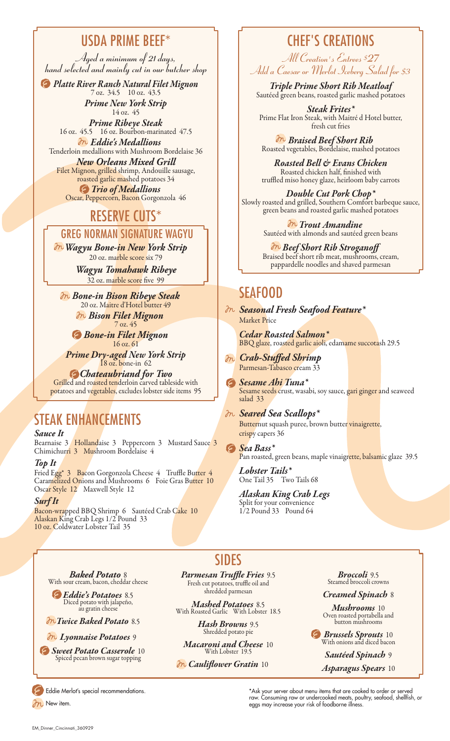## USDA PRIME BEEF*

*Aged a minimum of 21 days, hand selected and mainly cut in our butcher shop*

***Platte River Ranch Natural Filet Mignon***
7 oz. 34.5 10 oz. 43.5

***Prime New York Strip***
14 oz. 45

***Prime Ribeye Steak***
16 oz. 45.5 16 oz. Bourbon-marinated 47.5

***Eddie's Medallions***
Tenderloin medallions with Mushroom Bordelaise 36

***New Orleans Mixed Grill***
Filet Mignon, grilled shrimp, Andouille sausage, roasted garlic mashed potatoes 34

***Trio of Medallions***
Oscar, Peppercorn, Bacon Gorgonzola 46

## RESERVE CUTS*

### GREG NORMAN SIGNATURE WAGYU

***Wagyu Bone-in New York Strip***
20 oz. marble score six 79

***Wagyu Tomahawk Ribeye***
32 oz. marble score five 99

***Bone-in Bison Ribeye Steak***
20 oz. Maitre d'Hotel butter 49

***Bison Filet Mignon***
7 oz. 45

***Bone-in Filet Mignon***
16 oz. 61

***Prime Dry-aged New York Strip***
18 oz. bone-in 62

***Chateaubriand for Two***
Grilled and roasted tenderloin carved tableside with potatoes and vegetables, excludes lobster side items 95

## STEAK ENHANCEMENTS

***Sauce It***
Bearnaise 3 Hollandaise 3 Peppercorn 3 Mustard Sauce 3 Chimichurri 3 Mushroom Bordelaise 4

***Top It***
Fried Egg* 3 Bacon Gorgonzola Cheese 4 Truffle Butter 4 Caramelized Onions and Mushrooms 6 Foie Gras Butter 10 Oscar Style 12 Maxwell Style 12

***Surf It***
Bacon-wrapped BBQ Shrimp 6 Sautéed Crab Cake 10 Alaskan King Crab Legs 1/2 Pound 33 10 oz. Coldwater Lobster Tail 35

## CHEF'S CREATIONS

*All Creation's Entrees $27*
*Add a Caesar or Merlot Iceberg Salad for $3*

***Triple Prime Short Rib Meatloaf***
Sautéed green beans, roasted garlic mashed potatoes

***Steak Frites****
Prime Flat Iron Steak, with Maitré d Hotel butter, fresh cut fries

***Braised Beef Short Rib***
Roasted vegetables, Bordelaise, mashed potatoes

***Roasted Bell & Evans Chicken***
Roasted chicken half, finished with truffled miso honey glaze, heirloom baby carrots

***Double Cut Pork Chop****
Slowly roasted and grilled, Southern Comfort barbeque sauce, green beans and roasted garlic mashed potatoes

***Trout Amandine***
Sautéed with almonds and sautéed green beans

***Beef Short Rib Stroganoff***
Braised beef short rib meat, mushrooms, cream, pappardelle noodles and shaved parmesan

## SEAFOOD

***Seasonal Fresh Seafood Feature****
Market Price

***Cedar Roasted Salmon****
BBQ glaze, roasted garlic aioli, edamame succotash 29.5

***Crab-Stuffed Shrimp***
Parmesan-Tabasco cream 33

***Sesame Ahi Tuna****
Sesame seeds crust, wasabi, soy sauce, gari ginger and seaweed salad 33

***Seared Sea Scallops****
Butternut squash puree, brown butter vinaigrette, crispy capers 36

***Sea Bass****
Pan roasted, green beans, maple vinaigrette, balsamic glaze 39.5

***Lobster Tails****
One Tail 35 Two Tails 68

***Alaskan King Crab Legs***
Split for your convenience
1/2 Pound 33 Pound 64

## SIDES

***Baked Potato*** 8
With sour cream, bacon, cheddar cheese

***Eddie's Potatoes*** 8.5
Diced potato with jalapeño, au gratin cheese

***Twice Baked Potato*** 8.5

***Lyonnaise Potatoes*** 9

***Sweet Potato Casserole*** 10
Spiced pecan brown sugar topping

***Parmesan Truffle Fries*** 9.5
Fresh cut potatoes, truffle oil and shredded parmesan

***Mashed Potatoes*** 8.5
With Roasted Garlic With Lobster 18.5

***Hash Browns*** 9.5
Shredded potato pie

***Macaroni and Cheese*** 10
With Lobster 19.5

***Cauliflower Gratin*** 10

***Broccoli*** 9.5
Steamed broccoli crowns

***Creamed Spinach*** 8

***Mushrooms*** 10
Oven roasted portabella and button mushrooms

***Brussels Sprouts*** 10
With onions and diced bacon

***Sautéed Spinach*** 9

***Asparagus Spears*** 10

Eddie Merlot's special recommendations.

New item.

*Ask your server about menu items that are cooked to order or served raw. Consuming raw or undercooked meats, poultry, seafood, shellfish, or eggs may increase your risk of foodborne illness.

EM_Dinner_Cincinnati_360929